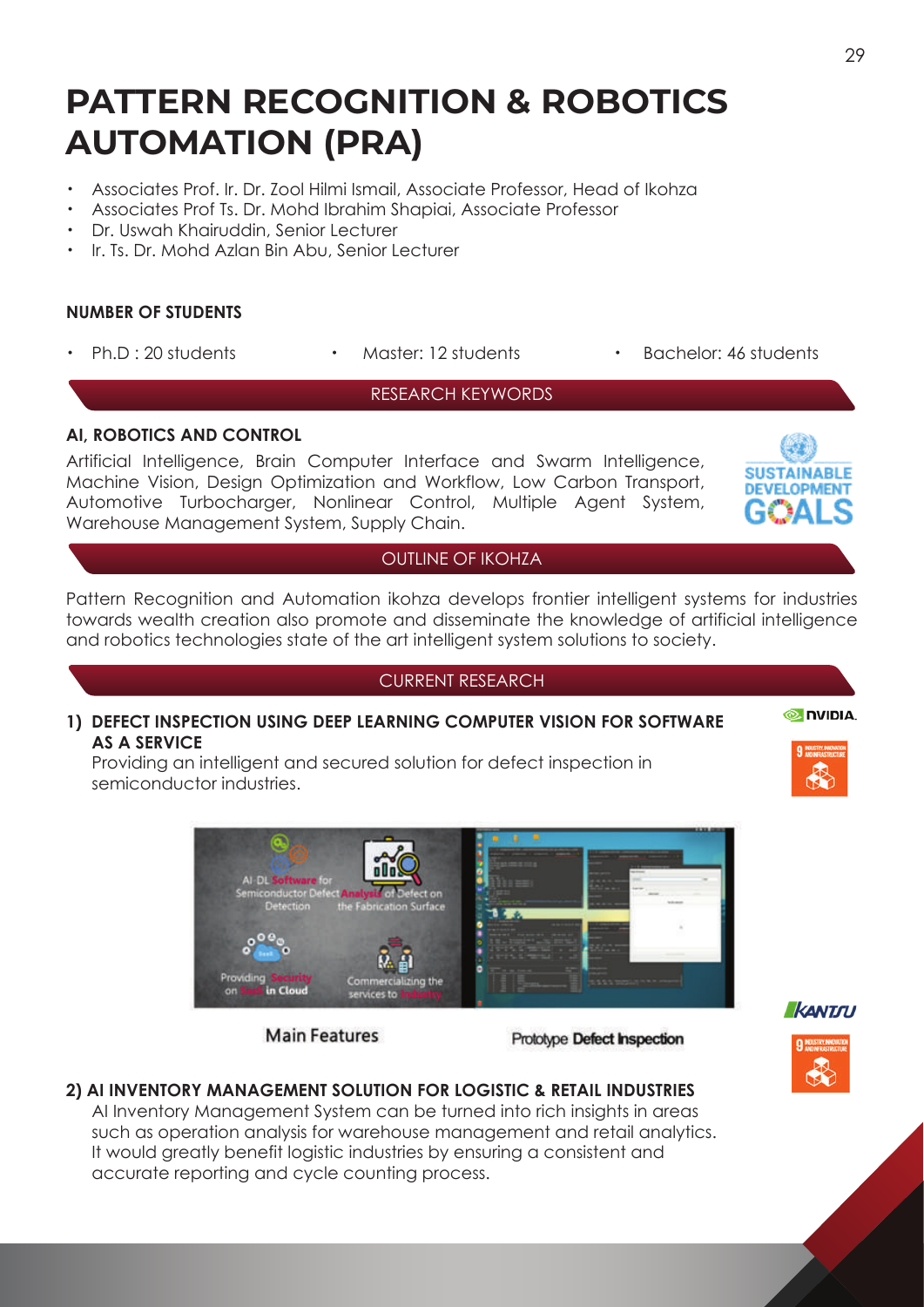# PATTERN RECOGNITION & ROBOTICS AUTOMATION (PRA)

- Associates Prof. Ir. Dr. Zool Hilmi Ismail, Associate Professor, Head of Ikohza
- Associates Prof Ts. Dr. Mohd Ibrahim Shapiai, Associate Professor
- Dr. Uswah Khairuddin, Senior Lecturer
- Ir. Ts. Dr. Mohd Azlan Bin Abu, Senior Lecturer

**NUMBER OF STUDENTS**

- Ph.D : 20 students
- Master: 12 students
- Bachelor: 46 students

## RESEARCH KEYWORDS

**AI, ROBOTICS AND CONTROL**

Artificial Intelligence, Brain Computer Interface and Swarm Intelligence, Machine Vision, Design Optimization and Workflow, Low Carbon Transport, Automotive Turbocharger, Nonlinear Control, Multiple Agent System, Warehouse Management System, Supply Chain.

## OUTLINE OF IKOHZA

Pattern Recognition and Automation ikohza develops frontier intelligent systems for industries towards wealth creation also promote and disseminate the knowledge of artificial intelligence and robotics technologies state of the art intelligent system solutions to society.

## CURRENT RESEARCH

**1) DEFECT INSPECTION USING DEEP LEARNING COMPUTER VISION FOR SOFTWARE AS A SERVICE**

Providing an intelligent and secured solution for defect inspection in semiconductor industries.

Main Features

Prototype **Defect Inspection**

**2) AI INVENTORY MANAGEMENT SOLUTION FOR LOGISTIC & RETAIL INDUSTRIES**

AI Inventory Management System can be turned into rich insights in areas such as operation analysis for warehouse management and retail analytics. It would greatly benefit logistic industries by ensuring a consistent and accurate reporting and cycle counting process.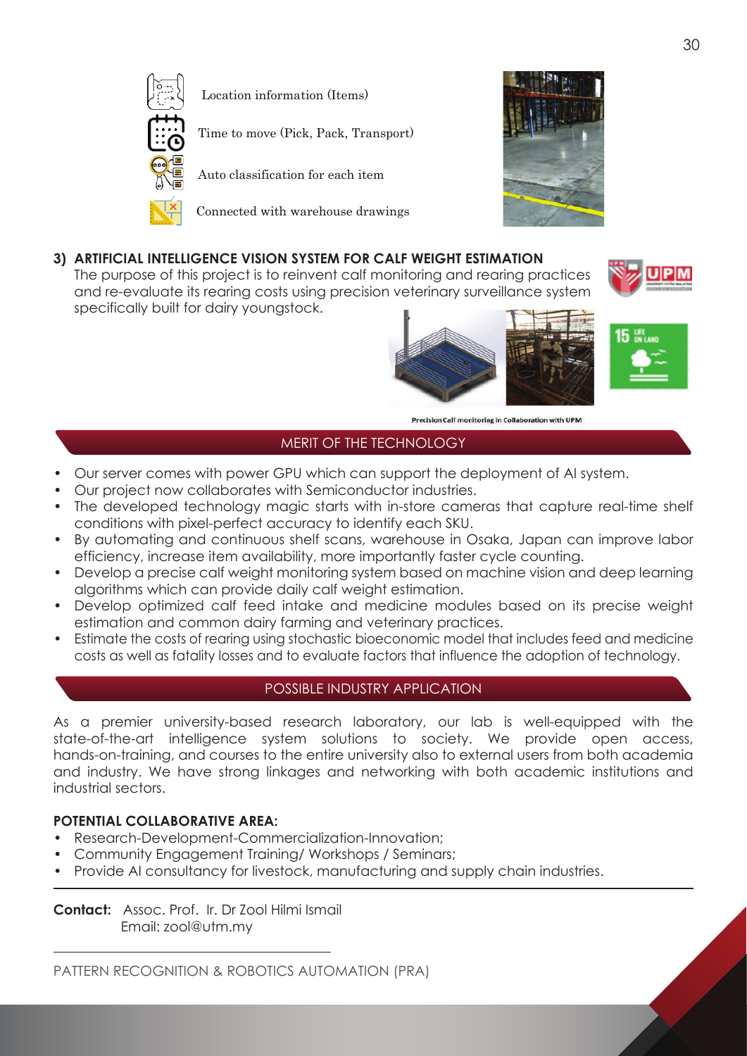Location information (Items)

Time to move (Pick, Pack, Transport)

Auto classification for each item

Connected with warehouse drawings

### 3) ARTIFICIAL INTELLIGENCE VISION SYSTEM FOR CALF WEIGHT ESTIMATION

The purpose of this project is to reinvent calf monitoring and rearing practices and re-evaluate its rearing costs using precision veterinary surveillance system specifically built for dairy youngstock.

Precision Calf monitoring in Collaboration with UPM

## MERIT OF THE TECHNOLOGY

- Our server comes with power GPU which can support the deployment of AI system.
- Our project now collaborates with Semiconductor industries.
- The developed technology magic starts with in-store cameras that capture real-time shelf conditions with pixel-perfect accuracy to identify each SKU.
- By automating and continuous shelf scans, warehouse in Osaka, Japan can improve labor efficiency, increase item availability, more importantly faster cycle counting.
- Develop a precise calf weight monitoring system based on machine vision and deep learning algorithms which can provide daily calf weight estimation.
- Develop optimized calf feed intake and medicine modules based on its precise weight estimation and common dairy farming and veterinary practices.
- Estimate the costs of rearing using stochastic bioeconomic model that includes feed and medicine costs as well as fatality losses and to evaluate factors that influence the adoption of technology.

## POSSIBLE INDUSTRY APPLICATION

As a premier university-based research laboratory, our lab is well-equipped with the state-of-the-art intelligence system solutions to society. We provide open access, hands-on-training, and courses to the entire university also to external users from both academia and industry. We have strong linkages and networking with both academic institutions and industrial sectors.

**POTENTIAL COLLABORATIVE AREA:**

- Research-Development-Commercialization-Innovation;
- Community Engagement Training/ Workshops / Seminars;
- Provide AI consultancy for livestock, manufacturing and supply chain industries.

**Contact:** Assoc. Prof. Ir. Dr Zool Hilmi Ismail
Email: zool@utm.my

PATTERN RECOGNITION & ROBOTICS AUTOMATION (PRA)